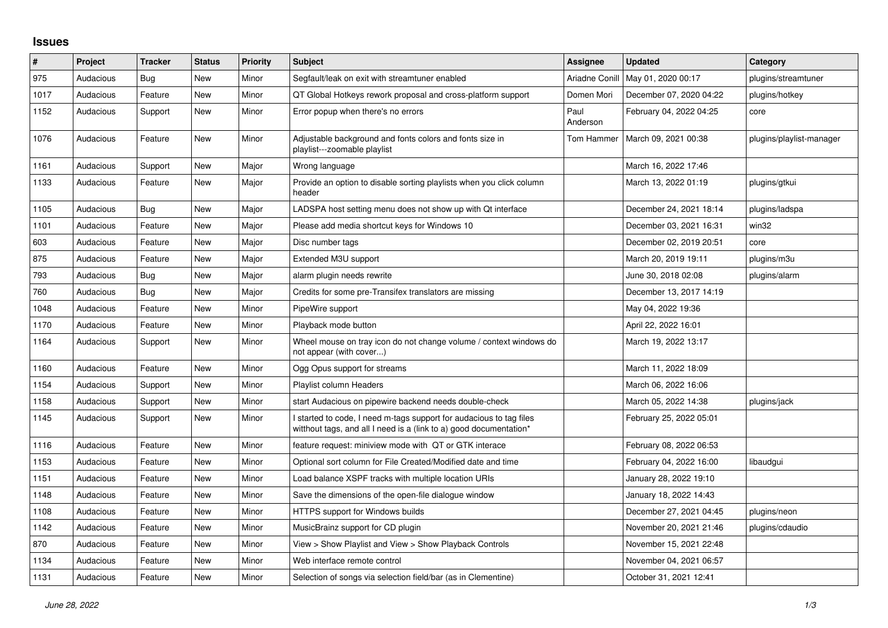# Issues

| # | Project | Tracker | Status | Priority | Subject | Assignee | Updated | Category |
|---|---|---|---|---|---|---|---|---|
| 975 | Audacious | Bug | New | Minor | Segfault/leak on exit with streamtuner enabled | Ariadne Conill | May 01, 2020 00:17 | plugins/streamtuner |
| 1017 | Audacious | Feature | New | Minor | QT Global Hotkeys rework proposal and cross-platform support | Domen Mori | December 07, 2020 04:22 | plugins/hotkey |
| 1152 | Audacious | Support | New | Minor | Error popup when there's no errors | Paul Anderson | February 04, 2022 04:25 | core |
| 1076 | Audacious | Feature | New | Minor | Adjustable background and fonts colors and fonts size in playlist---zoomable playlist | Tom Hammer | March 09, 2021 00:38 | plugins/playlist-manager |
| 1161 | Audacious | Support | New | Major | Wrong language | | March 16, 2022 17:46 | |
| 1133 | Audacious | Feature | New | Major | Provide an option to disable sorting playlists when you click column header | | March 13, 2022 01:19 | plugins/gtkui |
| 1105 | Audacious | Bug | New | Major | LADSPA host setting menu does not show up with Qt interface | | December 24, 2021 18:14 | plugins/ladspa |
| 1101 | Audacious | Feature | New | Major | Please add media shortcut keys for Windows 10 | | December 03, 2021 16:31 | win32 |
| 603 | Audacious | Feature | New | Major | Disc number tags | | December 02, 2019 20:51 | core |
| 875 | Audacious | Feature | New | Major | Extended M3U support | | March 20, 2019 19:11 | plugins/m3u |
| 793 | Audacious | Bug | New | Major | alarm plugin needs rewrite | | June 30, 2018 02:08 | plugins/alarm |
| 760 | Audacious | Bug | New | Major | Credits for some pre-Transifex translators are missing | | December 13, 2017 14:19 | |
| 1048 | Audacious | Feature | New | Minor | PipeWire support | | May 04, 2022 19:36 | |
| 1170 | Audacious | Feature | New | Minor | Playback mode button | | April 22, 2022 16:01 | |
| 1164 | Audacious | Support | New | Minor | Wheel mouse on tray icon do not change volume / context windows do not appear (with cover...) | | March 19, 2022 13:17 | |
| 1160 | Audacious | Feature | New | Minor | Ogg Opus support for streams | | March 11, 2022 18:09 | |
| 1154 | Audacious | Support | New | Minor | Playlist column Headers | | March 06, 2022 16:06 | |
| 1158 | Audacious | Support | New | Minor | start Audacious on pipewire backend needs double-check | | March 05, 2022 14:38 | plugins/jack |
| 1145 | Audacious | Support | New | Minor | I started to code, I need m-tags support for audacious to tag files witthout tags, and all I need is a (link to a) good documentation* | | February 25, 2022 05:01 | |
| 1116 | Audacious | Feature | New | Minor | feature request: miniview mode with QT or GTK interace | | February 08, 2022 06:53 | |
| 1153 | Audacious | Feature | New | Minor | Optional sort column for File Created/Modified date and time | | February 04, 2022 16:00 | libaudgui |
| 1151 | Audacious | Feature | New | Minor | Load balance XSPF tracks with multiple location URIs | | January 28, 2022 19:10 | |
| 1148 | Audacious | Feature | New | Minor | Save the dimensions of the open-file dialogue window | | January 18, 2022 14:43 | |
| 1108 | Audacious | Feature | New | Minor | HTTPS support for Windows builds | | December 27, 2021 04:45 | plugins/neon |
| 1142 | Audacious | Feature | New | Minor | MusicBrainz support for CD plugin | | November 20, 2021 21:46 | plugins/cdaudio |
| 870 | Audacious | Feature | New | Minor | View > Show Playlist and View > Show Playback Controls | | November 15, 2021 22:48 | |
| 1134 | Audacious | Feature | New | Minor | Web interface remote control | | November 04, 2021 06:57 | |
| 1131 | Audacious | Feature | New | Minor | Selection of songs via selection field/bar (as in Clementine) | | October 31, 2021 12:41 | |

*June 28, 2022*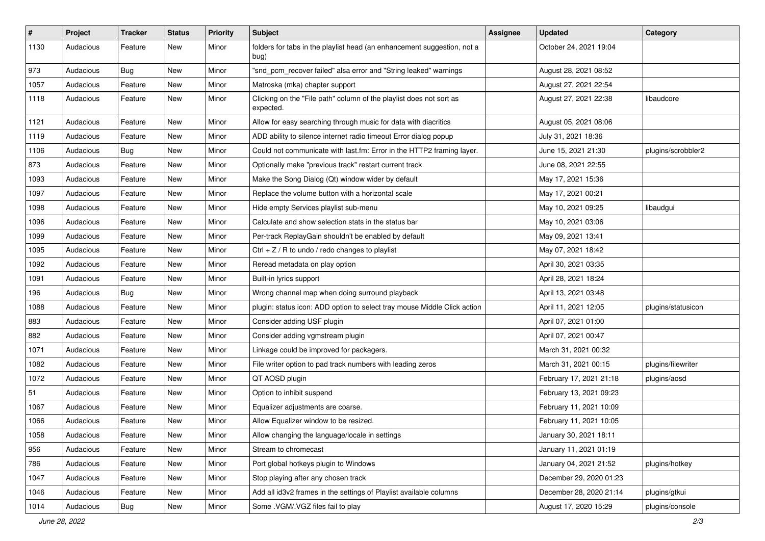| # | Project | Tracker | Status | Priority | Subject | Assignee | Updated | Category |
|---|---|---|---|---|---|---|---|---|
| 1130 | Audacious | Feature | New | Minor | folders for tabs in the playlist head (an enhancement suggestion, not a bug) | | October 24, 2021 19:04 | |
| 973 | Audacious | Bug | New | Minor | "snd_pcm_recover failed" alsa error and "String leaked" warnings | | August 28, 2021 08:52 | |
| 1057 | Audacious | Feature | New | Minor | Matroska (mka) chapter support | | August 27, 2021 22:54 | |
| 1118 | Audacious | Feature | New | Minor | Clicking on the "File path" column of the playlist does not sort as expected. | | August 27, 2021 22:38 | libaudcore |
| 1121 | Audacious | Feature | New | Minor | Allow for easy searching through music for data with diacritics | | August 05, 2021 08:06 | |
| 1119 | Audacious | Feature | New | Minor | ADD ability to silence internet radio timeout Error dialog popup | | July 31, 2021 18:36 | |
| 1106 | Audacious | Bug | New | Minor | Could not communicate with last.fm: Error in the HTTP2 framing layer. | | June 15, 2021 21:30 | plugins/scrobbler2 |
| 873 | Audacious | Feature | New | Minor | Optionally make "previous track" restart current track | | June 08, 2021 22:55 | |
| 1093 | Audacious | Feature | New | Minor | Make the Song Dialog (Qt) window wider by default | | May 17, 2021 15:36 | |
| 1097 | Audacious | Feature | New | Minor | Replace the volume button with a horizontal scale | | May 17, 2021 00:21 | |
| 1098 | Audacious | Feature | New | Minor | Hide empty Services playlist sub-menu | | May 10, 2021 09:25 | libaudgui |
| 1096 | Audacious | Feature | New | Minor | Calculate and show selection stats in the status bar | | May 10, 2021 03:06 | |
| 1099 | Audacious | Feature | New | Minor | Per-track ReplayGain shouldn't be enabled by default | | May 09, 2021 13:41 | |
| 1095 | Audacious | Feature | New | Minor | Ctrl + Z / R to undo / redo changes to playlist | | May 07, 2021 18:42 | |
| 1092 | Audacious | Feature | New | Minor | Reread metadata on play option | | April 30, 2021 03:35 | |
| 1091 | Audacious | Feature | New | Minor | Built-in lyrics support | | April 28, 2021 18:24 | |
| 196 | Audacious | Bug | New | Minor | Wrong channel map when doing surround playback | | April 13, 2021 03:48 | |
| 1088 | Audacious | Feature | New | Minor | plugin: status icon: ADD option to select tray mouse Middle Click action | | April 11, 2021 12:05 | plugins/statusicon |
| 883 | Audacious | Feature | New | Minor | Consider adding USF plugin | | April 07, 2021 01:00 | |
| 882 | Audacious | Feature | New | Minor | Consider adding vgmstream plugin | | April 07, 2021 00:47 | |
| 1071 | Audacious | Feature | New | Minor | Linkage could be improved for packagers. | | March 31, 2021 00:32 | |
| 1082 | Audacious | Feature | New | Minor | File writer option to pad track numbers with leading zeros | | March 31, 2021 00:15 | plugins/filewriter |
| 1072 | Audacious | Feature | New | Minor | QT AOSD plugin | | February 17, 2021 21:18 | plugins/aosd |
| 51 | Audacious | Feature | New | Minor | Option to inhibit suspend | | February 13, 2021 09:23 | |
| 1067 | Audacious | Feature | New | Minor | Equalizer adjustments are coarse. | | February 11, 2021 10:09 | |
| 1066 | Audacious | Feature | New | Minor | Allow Equalizer window to be resized. | | February 11, 2021 10:05 | |
| 1058 | Audacious | Feature | New | Minor | Allow changing the language/locale in settings | | January 30, 2021 18:11 | |
| 956 | Audacious | Feature | New | Minor | Stream to chromecast | | January 11, 2021 01:19 | |
| 786 | Audacious | Feature | New | Minor | Port global hotkeys plugin to Windows | | January 04, 2021 21:52 | plugins/hotkey |
| 1047 | Audacious | Feature | New | Minor | Stop playing after any chosen track | | December 29, 2020 01:23 | |
| 1046 | Audacious | Feature | New | Minor | Add all id3v2 frames in the settings of Playlist available columns | | December 28, 2020 21:14 | plugins/gtkui |
| 1014 | Audacious | Bug | New | Minor | Some .VGM/.VGZ files fail to play | | August 17, 2020 15:29 | plugins/console |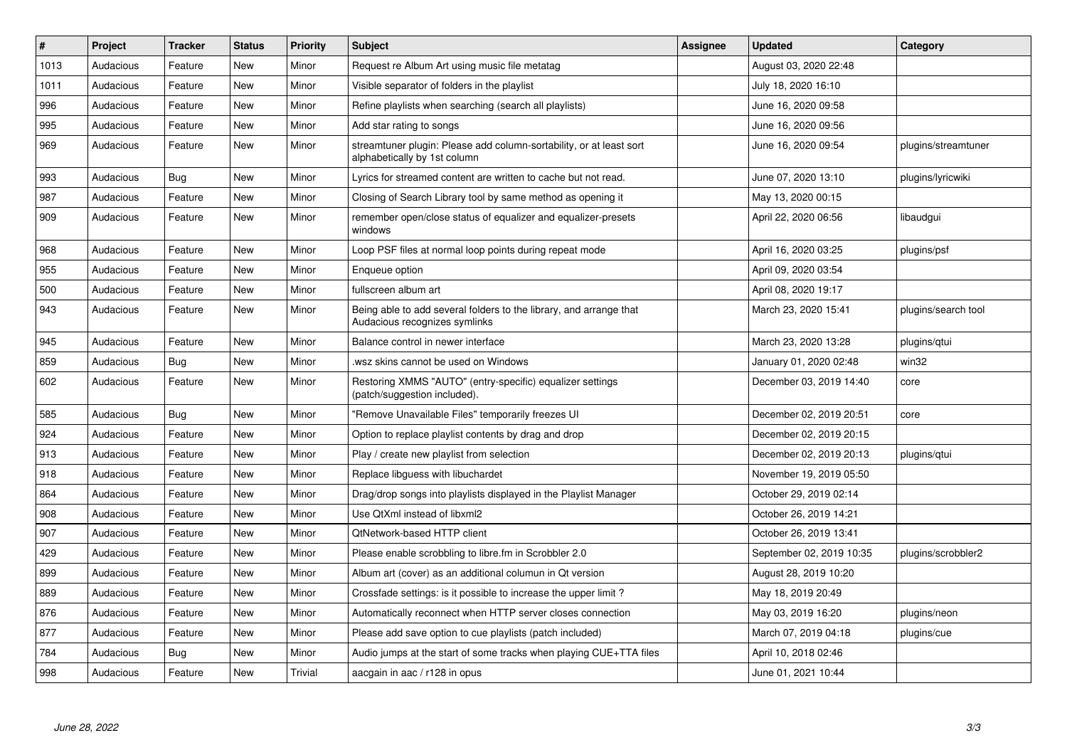| # | Project | Tracker | Status | Priority | Subject | Assignee | Updated | Category |
|---|---|---|---|---|---|---|---|---|
| 1013 | Audacious | Feature | New | Minor | Request re Album Art using music file metatag | | August 03, 2020 22:48 | |
| 1011 | Audacious | Feature | New | Minor | Visible separator of folders in the playlist | | July 18, 2020 16:10 | |
| 996 | Audacious | Feature | New | Minor | Refine playlists when searching (search all playlists) | | June 16, 2020 09:58 | |
| 995 | Audacious | Feature | New | Minor | Add star rating to songs | | June 16, 2020 09:56 | |
| 969 | Audacious | Feature | New | Minor | streamtuner plugin: Please add column-sortability, or at least sort alphabetically by 1st column | | June 16, 2020 09:54 | plugins/streamtuner |
| 993 | Audacious | Bug | New | Minor | Lyrics for streamed content are written to cache but not read. | | June 07, 2020 13:10 | plugins/lyricwiki |
| 987 | Audacious | Feature | New | Minor | Closing of Search Library tool by same method as opening it | | May 13, 2020 00:15 | |
| 909 | Audacious | Feature | New | Minor | remember open/close status of equalizer and equalizer-presets windows | | April 22, 2020 06:56 | libaudgui |
| 968 | Audacious | Feature | New | Minor | Loop PSF files at normal loop points during repeat mode | | April 16, 2020 03:25 | plugins/psf |
| 955 | Audacious | Feature | New | Minor | Enqueue option | | April 09, 2020 03:54 | |
| 500 | Audacious | Feature | New | Minor | fullscreen album art | | April 08, 2020 19:17 | |
| 943 | Audacious | Feature | New | Minor | Being able to add several folders to the library, and arrange that Audacious recognizes symlinks | | March 23, 2020 15:41 | plugins/search tool |
| 945 | Audacious | Feature | New | Minor | Balance control in newer interface | | March 23, 2020 13:28 | plugins/qtui |
| 859 | Audacious | Bug | New | Minor | .wsz skins cannot be used on Windows | | January 01, 2020 02:48 | win32 |
| 602 | Audacious | Feature | New | Minor | Restoring XMMS "AUTO" (entry-specific) equalizer settings (patch/suggestion included). | | December 03, 2019 14:40 | core |
| 585 | Audacious | Bug | New | Minor | "Remove Unavailable Files" temporarily freezes UI | | December 02, 2019 20:51 | core |
| 924 | Audacious | Feature | New | Minor | Option to replace playlist contents by drag and drop | | December 02, 2019 20:15 | |
| 913 | Audacious | Feature | New | Minor | Play / create new playlist from selection | | December 02, 2019 20:13 | plugins/qtui |
| 918 | Audacious | Feature | New | Minor | Replace libguess with libuchardet | | November 19, 2019 05:50 | |
| 864 | Audacious | Feature | New | Minor | Drag/drop songs into playlists displayed in the Playlist Manager | | October 29, 2019 02:14 | |
| 908 | Audacious | Feature | New | Minor | Use QtXml instead of libxml2 | | October 26, 2019 14:21 | |
| 907 | Audacious | Feature | New | Minor | QtNetwork-based HTTP client | | October 26, 2019 13:41 | |
| 429 | Audacious | Feature | New | Minor | Please enable scrobbling to libre.fm in Scrobbler 2.0 | | September 02, 2019 10:35 | plugins/scrobbler2 |
| 899 | Audacious | Feature | New | Minor | Album art (cover) as an additional columun in Qt version | | August 28, 2019 10:20 | |
| 889 | Audacious | Feature | New | Minor | Crossfade settings: is it possible to increase the upper limit ? | | May 18, 2019 20:49 | |
| 876 | Audacious | Feature | New | Minor | Automatically reconnect when HTTP server closes connection | | May 03, 2019 16:20 | plugins/neon |
| 877 | Audacious | Feature | New | Minor | Please add save option to cue playlists (patch included) | | March 07, 2019 04:18 | plugins/cue |
| 784 | Audacious | Bug | New | Minor | Audio jumps at the start of some tracks when playing CUE+TTA files | | April 10, 2018 02:46 | |
| 998 | Audacious | Feature | New | Trivial | aacgain in aac / r128 in opus | | June 01, 2021 10:44 | |

*June 28, 2022*